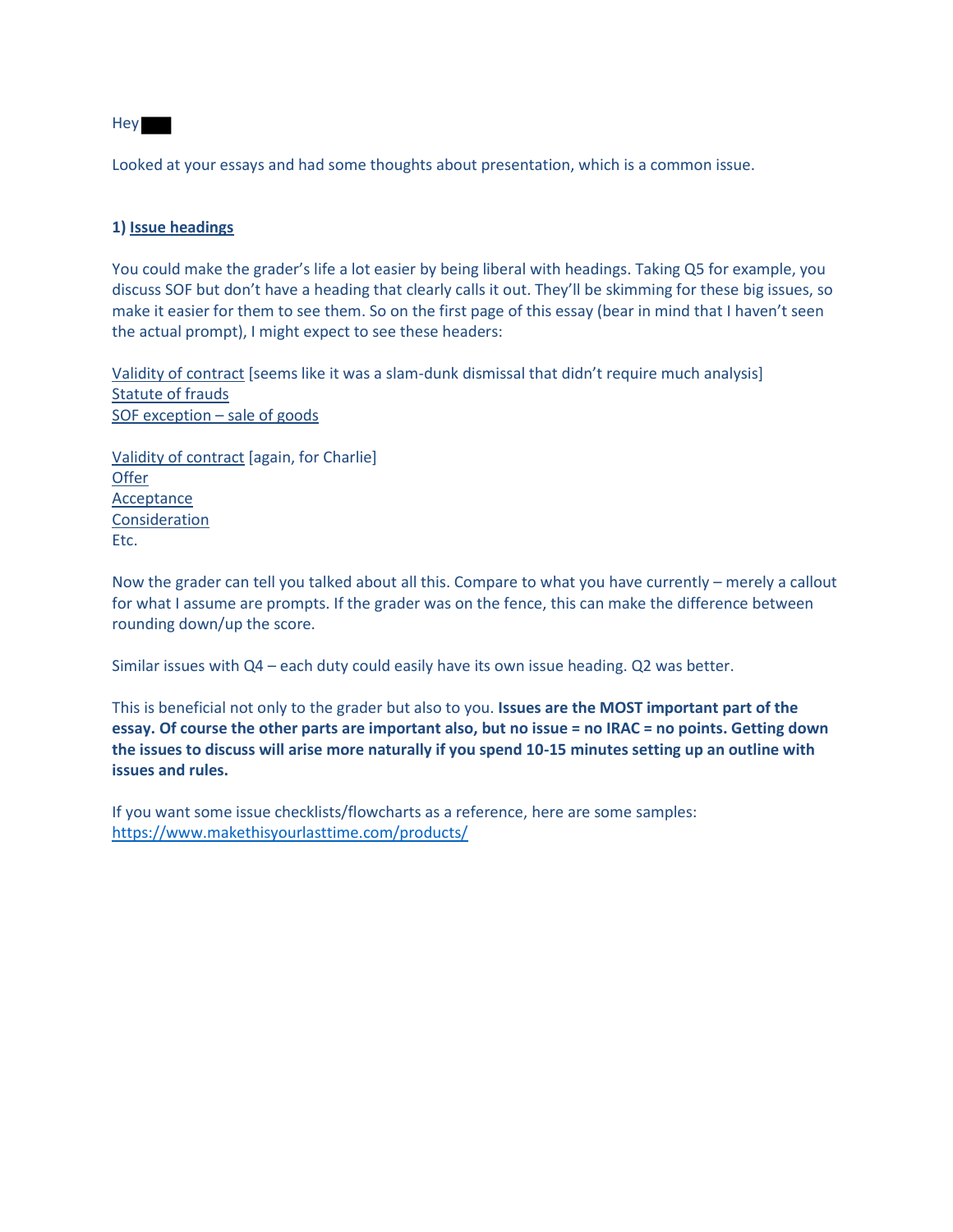Hey ███

Looked at your essays and had some thoughts about presentation, which is a common issue.

**1) Issue headings**

You could make the grader's life a lot easier by being liberal with headings. Taking Q5 for example, you discuss SOF but don't have a heading that clearly calls it out. They'll be skimming for these big issues, so make it easier for them to see them. So on the first page of this essay (bear in mind that I haven't seen the actual prompt), I might expect to see these headers:

Validity of contract [seems like it was a slam-dunk dismissal that didn't require much analysis]
Statute of frauds
SOF exception – sale of goods

Validity of contract [again, for Charlie]
Offer
Acceptance
Consideration
Etc.

Now the grader can tell you talked about all this. Compare to what you have currently – merely a callout for what I assume are prompts. If the grader was on the fence, this can make the difference between rounding down/up the score.

Similar issues with Q4 – each duty could easily have its own issue heading. Q2 was better.

This is beneficial not only to the grader but also to you. **Issues are the MOST important part of the essay. Of course the other parts are important also, but no issue = no IRAC = no points. Getting down the issues to discuss will arise more naturally if you spend 10-15 minutes setting up an outline with issues and rules.**

If you want some issue checklists/flowcharts as a reference, here are some samples:
https://www.makethisyourlasttime.com/products/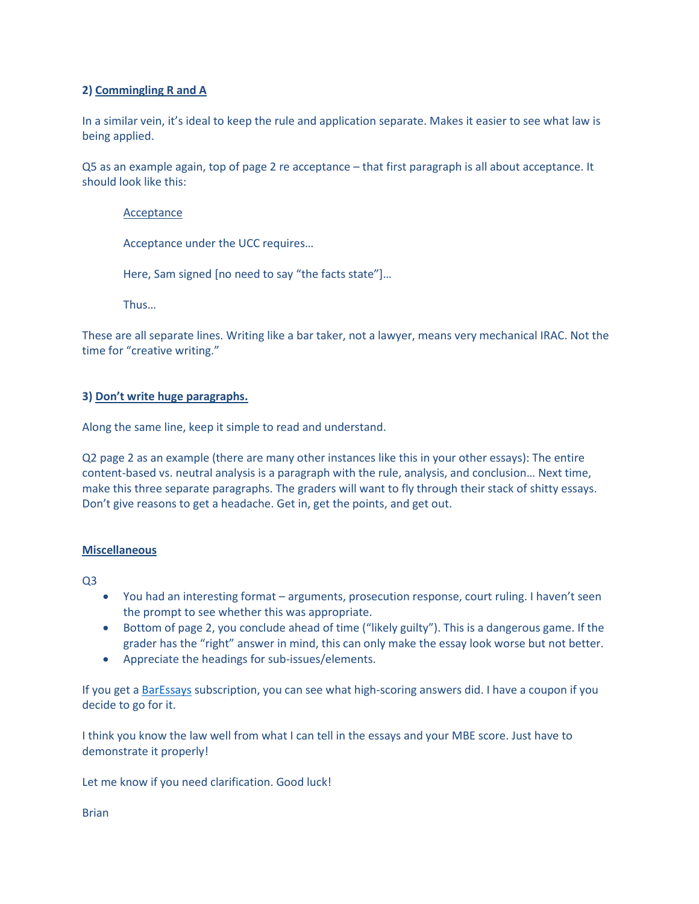**2) Commingling R and A**

In a similar vein, it's ideal to keep the rule and application separate. Makes it easier to see what law is being applied.

Q5 as an example again, top of page 2 re acceptance – that first paragraph is all about acceptance. It should look like this:

> Acceptance
>
> Acceptance under the UCC requires…
>
> Here, Sam signed [no need to say "the facts state"]…
>
> Thus…

These are all separate lines. Writing like a bar taker, not a lawyer, means very mechanical IRAC. Not the time for "creative writing."

**3) Don't write huge paragraphs.**

Along the same line, keep it simple to read and understand.

Q2 page 2 as an example (there are many other instances like this in your other essays): The entire content-based vs. neutral analysis is a paragraph with the rule, analysis, and conclusion… Next time, make this three separate paragraphs. The graders will want to fly through their stack of shitty essays. Don't give reasons to get a headache. Get in, get the points, and get out.

**Miscellaneous**

Q3

- You had an interesting format – arguments, prosecution response, court ruling. I haven't seen the prompt to see whether this was appropriate.
- Bottom of page 2, you conclude ahead of time ("likely guilty"). This is a dangerous game. If the grader has the "right" answer in mind, this can only make the essay look worse but not better.
- Appreciate the headings for sub-issues/elements.

If you get a BarEssays subscription, you can see what high-scoring answers did. I have a coupon if you decide to go for it.

I think you know the law well from what I can tell in the essays and your MBE score. Just have to demonstrate it properly!

Let me know if you need clarification. Good luck!

Brian